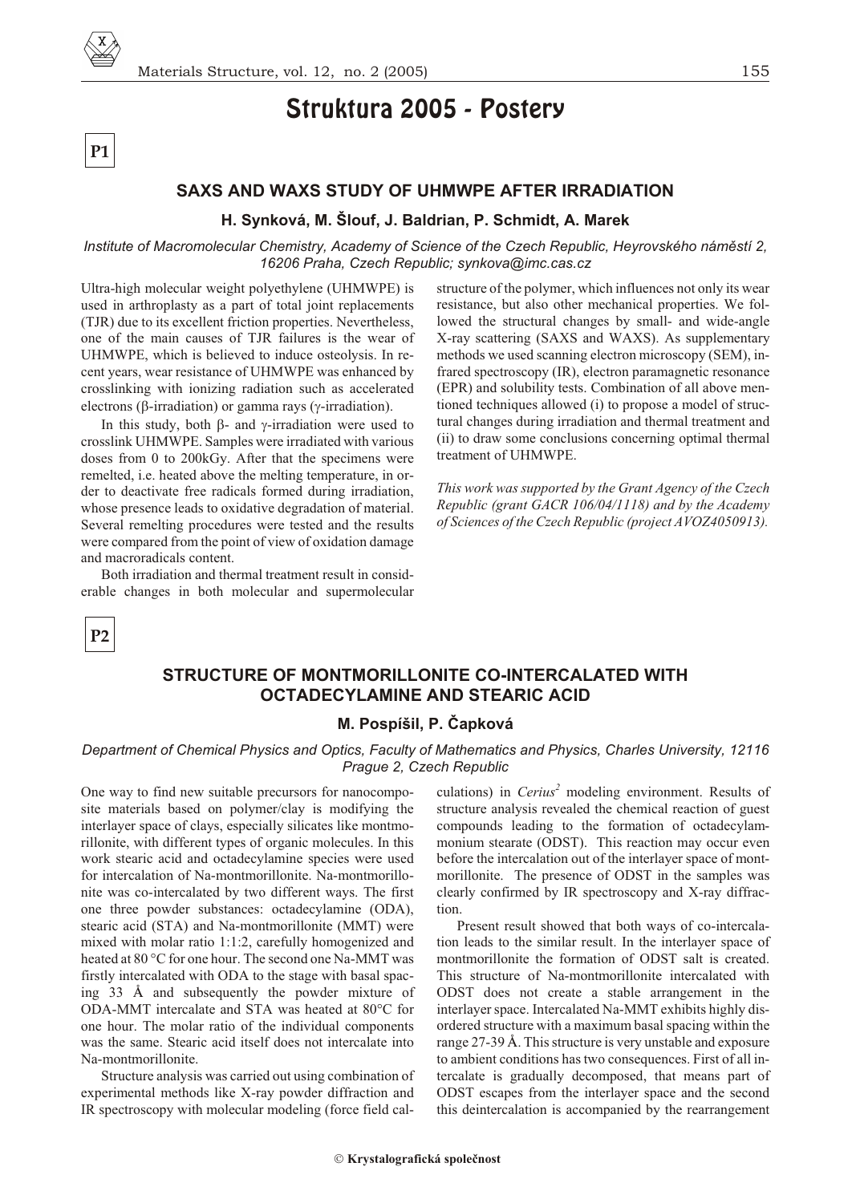# Struktura 2005 - Postery

**P1**

## SAXS AND WAXS STUDY OF UHMWPE AFTER IRRADIATION

**H. Synková, M. Šlouf, J. Baldrian, P. Schmidt, A. Marek**

*Institute of Macromolecular Chemistry, Academy of Science of the Czech Republic, Heyrovského náměstí 2, 16206 Praha, Czech Republic; synkova@imc.cas.cz*

Ultra-high molecular weight polyethylene (UHMWPE) is used in arthroplasty as a part of total joint replacements (TJR) due to its excellent friction properties. Nevertheless, one of the main causes of TJR failures is the wear of UHMWPE, which is believed to induce osteolysis. In recent years, wear resistance of UHMWPE was enhanced by crosslinking with ionizing radiation such as accelerated electrons (β-irradiation) or gamma rays (γ-irradiation).

In this study, both β- and γ-irradiation were used to crosslink UHMWPE. Samples were irradiated with various doses from 0 to 200kGy. After that the specimens were remelted, i.e. heated above the melting temperature, in order to deactivate free radicals formed during irradiation, whose presence leads to oxidative degradation of material. Several remelting procedures were tested and the results were compared from the point of view of oxidation damage and macroradicals content.

Both irradiation and thermal treatment result in considerable changes in both molecular and supermolecular structure of the polymer, which influences not only its wear resistance, but also other mechanical properties. We followed the structural changes by small- and wide-angle X-ray scattering (SAXS and WAXS). As supplementary methods we used scanning electron microscopy (SEM), infrared spectroscopy (IR), electron paramagnetic resonance (EPR) and solubility tests. Combination of all above mentioned techniques allowed (i) to propose a model of structural changes during irradiation and thermal treatment and (ii) to draw some conclusions concerning optimal thermal treatment of UHMWPE.

*This work was supported by the Grant Agency of the Czech Republic (grant GACR 106/04/1118) and by the Academy of Sciences of the Czech Republic (project AVOZ4050913).*

**P2**

## STRUCTURE OF MONTMORILLONITE CO-INTERCALATED WITH OCTADECYLAMINE AND STEARIC ACID

**M. Pospíšil, P. Čapková**

*Department of Chemical Physics and Optics, Faculty of Mathematics and Physics, Charles University, 12116 Prague 2, Czech Republic*

One way to find new suitable precursors for nanocomposite materials based on polymer/clay is modifying the interlayer space of clays, especially silicates like montmorillonite, with different types of organic molecules. In this work stearic acid and octadecylamine species were used for intercalation of Na-montmorillonite. Na-montmorillonite was co-intercalated by two different ways. The first one three powder substances: octadecylamine (ODA), stearic acid (STA) and Na-montmorillonite (MMT) were mixed with molar ratio 1:1:2, carefully homogenized and heated at 80 °C for one hour. The second one Na-MMT was firstly intercalated with ODA to the stage with basal spacing 33 Å and subsequently the powder mixture of ODA-MMT intercalate and STA was heated at 80°C for one hour. The molar ratio of the individual components was the same. Stearic acid itself does not intercalate into Na-montmorillonite.

Structure analysis was carried out using combination of experimental methods like X-ray powder diffraction and IR spectroscopy with molecular modeling (force field calculations) in *Cerius*$^2$ modeling environment. Results of structure analysis revealed the chemical reaction of guest compounds leading to the formation of octadecylammonium stearate (ODST). This reaction may occur even before the intercalation out of the interlayer space of montmorillonite. The presence of ODST in the samples was clearly confirmed by IR spectroscopy and X-ray diffraction.

Present result showed that both ways of co-intercalation leads to the similar result. In the interlayer space of montmorillonite the formation of ODST salt is created. This structure of Na-montmorillonite intercalated with ODST does not create a stable arrangement in the interlayer space. Intercalated Na-MMT exhibits highly disordered structure with a maximum basal spacing within the range 27-39 Å. This structure is very unstable and exposure to ambient conditions has two consequences. First of all intercalate is gradually decomposed, that means part of ODST escapes from the interlayer space and the second this deintercalation is accompanied by the rearrangement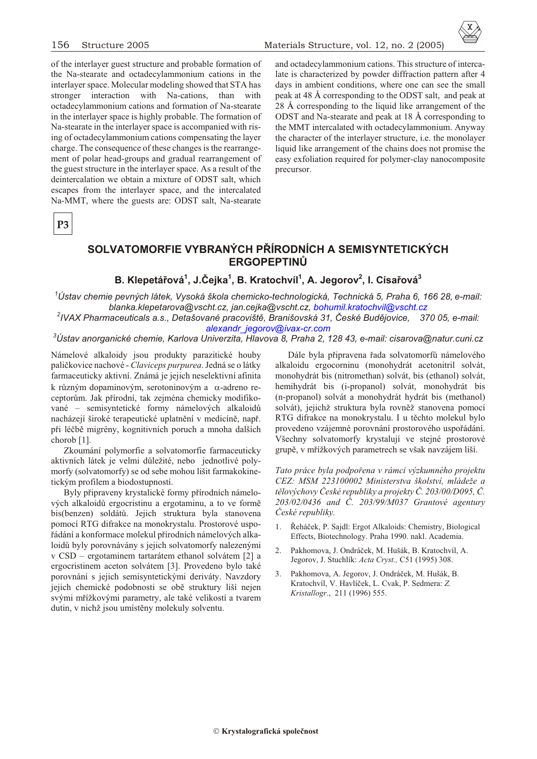of the interlayer guest structure and probable formation of the Na-stearate and octadecylammonium cations in the interlayer space. Molecular modeling showed that STA has stronger interaction with Na-cations, than with octadecylammonium cations and formation of Na-stearate in the interlayer space is highly probable. The formation of Na-stearate in the interlayer space is accompanied with rising of octadecylammonium cations compensating the layer charge. The consequence of these changes is the rearrangement of polar head-groups and gradual rearrangement of the guest structure in the interlayer space. As a result of the deintercalation we obtain a mixture of ODST salt, which escapes from the interlayer space, and the intercalated Na-MMT, where the guests are: ODST salt, Na-stearate and octadecylammonium cations. This structure of intercalate is characterized by powder diffraction pattern after 4 days in ambient conditions, where one can see the small peak at 48 Å corresponding to the ODST salt, and peak at 28 Å corresponding to the liquid like arrangement of the ODST and Na-stearate and peak at 18 Å corresponding to the MMT intercalated with octadecylammonium. Anyway the character of the interlayer structure, i.e. the monolayer liquid like arrangement of the chains does not promise the easy exfoliation required for polymer-clay nanocomposite precursor.

**P3**

## SOLVATOMORFIE VYBRANÝCH PŘÍRODNÍCH A SEMISYNTETICKÝCH ERGOPEPTINŮ

**B. Klepetářová[1], J.Čejka[1], B. Kratochvíl[1], A. Jegorov[2], I. Císařová[3]**

[1]*Ústav chemie pevných látek, Vysoká škola chemicko-technologická, Technická 5, Praha 6, 166 28, e-mail: blanka.klepetarova@vscht.cz, jan.cejka@vscht.cz, bohumil.kratochvil@vscht.cz*

[2]*IVAX Pharmaceuticals a.s., Detašované pracoviště, Branišovská 31, České Budějovice, 370 05, e-mail: alexandr_jegorov@ivax-cr.com*

[3]*Ústav anorganické chemie, Karlova Univerzita, Hlavova 8, Praha 2, 128 43, e-mail: cisarova@natur.cuni.cz*

Námelové alkaloidy jsou produkty parazitické houby paličkovice nachové - *Claviceps purpurea*. Jedná se o látky farmaceuticky aktivní. Známá je jejich neselektivní afinita k různým dopaminovým, serotoninovým a $\alpha$-adreno receptorům. Jak přírodní, tak zejména chemicky modifikované – semisyntetické formy námelových alkaloidů nacházejí široké terapeutické uplatnění v medicíně, např. při léčbě migrény, kognitivních poruch a mnoha dalších chorob [1].

Zkoumání polymorfie a solvatomorfie farmaceuticky aktivních látek je velmi důležité, nebo jednotlivé polymorfy (solvatomorfy) se od sebe mohou lišit farmakokinetickým profilem a biodostupností.

Byly připraveny krystalické formy přírodních námelových alkaloidů ergocristinu a ergotaminu, a to ve formě bis(benzen) soldátů. Jejich struktura byla stanovena pomocí RTG difrakce na monokrystalu. Prostorové uspořádání a konformace molekul přírodních námelových alkaloidů byly porovnávány s jejich solvatomorfy nalezenými v CSD – ergotaminem tartarátem ethanol solvátem [2] a ergocristinem aceton solvátem [3]. Provedeno bylo také porovnání s jejich semisyntetickými deriváty. Navzdory jejich chemické podobnosti se obě struktury liší nejen svými mřížkovými parametry, ale také velikostí a tvarem dutin, v nichž jsou umístěny molekuly solventu.

Dále byla připravena řada solvatomorfů námelového alkaloidu ergocorninu (monohydrát acetonitril solvát, monohydrát bis (nitromethan) solvát, bis (ethanol) solvát, hemihydrát bis (i-propanol) solvát, monohydrát bis (n-propanol) solvát a monohydrát hydrát bis (methanol) solvát), jejichž struktura byla rovněž stanovena pomocí RTG difrakce na monokrystalu. I u těchto molekul bylo provedeno vzájemné porovnání prostorového uspořádání. Všechny solvatomorfy krystalují ve stejné prostorové grupě, v mřížkových parametrech se však navzájem liší.

*Tato práce byla podpořena v rámci výzkumného projektu CEZ: MSM 223100002 Ministerstva školství, mládeže a tělovýchovy České republiky a projekty Č. 203/00/D095, Č. 203/02/0436 and Č. 203/99/M037 Grantové agentury České republiky.*

1. Řeháček, P. Sajdl: Ergot Alkaloids: Chemistry, Biological Effects, Biotechnology. Praha 1990. nakl. Academia.
2. Pakhomova, J. Ondráček, M. Hušák, B. Kratochvíl, A. Jegorov, J. Stuchlík: *Acta Cryst.,* C51 (1995) 308.
3. Pakhomova, A. Jegorov, J. Ondráček, M. Hušák, B. Kratochvíl, V. Havlíček, L. Cvak, P. Sedmera: *Z. Kristallogr*., 211 (1996) 555.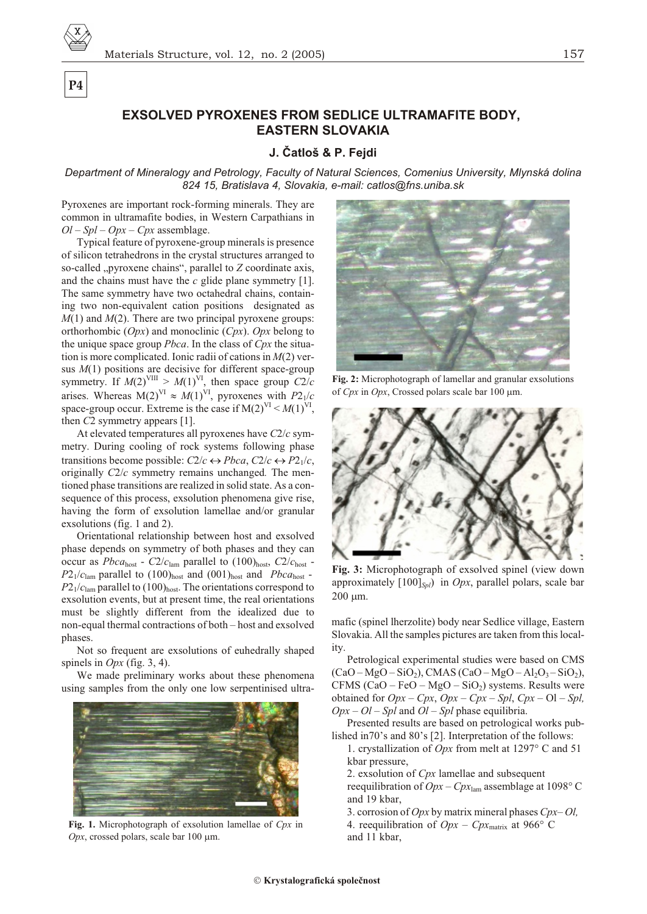P4

# EXSOLVED PYROXENES FROM SEDLICE ULTRAMAFITE BODY, EASTERN SLOVAKIA

## J. Čatloš & P. Fejdi

*Department of Mineralogy and Petrology, Faculty of Natural Sciences, Comenius University, Mlynská dolina 824 15, Bratislava 4, Slovakia, e-mail: catlos@fns.uniba.sk*

Pyroxenes are important rock-forming minerals. They are common in ultramafite bodies, in Western Carpathians in *Ol* – *Spl* – *Opx* – *Cpx* assemblage.

Typical feature of pyroxene-group minerals is presence of silicon tetrahedrons in the crystal structures arranged to so-called „pyroxene chains", parallel to *Z* coordinate axis, and the chains must have the *c* glide plane symmetry [1]. The same symmetry have two octahedral chains, containing two non-equivalent cation positions designated as *M*(1) and *M*(2). There are two principal pyroxene groups: orthorhombic (*Opx*) and monoclinic (*Cpx*). *Opx* belong to the unique space group *Pbca*. In the class of *Cpx* the situation is more complicated. Ionic radii of cations in *M*(2) versus *M*(1) positions are decisive for different space-group symmetry. If $M(2)^{VIII} > M(1)^{VI}$, then space group *C*2/*c* arises. Whereas $M(2)^{VI} \approx M(1)^{VI}$, pyroxenes with $P2_1/c$ space-group occur. Extreme is the case if $M(2)^{VI} < M(1)^{VI}$, then *C*2 symmetry appears [1].

At elevated temperatures all pyroxenes have *C*2/*c* symmetry. During cooling of rock systems following phase transitions become possible: $C2/c \leftrightarrow Pbca$, $C2/c \leftrightarrow P2_1/c$, originally *C*2/*c* symmetry remains unchanged. The mentioned phase transitions are realized in solid state. As a consequence of this process, exsolution phenomena give rise, having the form of exsolution lamellae and/or granular exsolutions (fig. 1 and 2).

Orientational relationship between host and exsolved phase depends on symmetry of both phases and they can occur as $Pbca_{host}$ - $C2/c_{lam}$ parallel to $(100)_{host}$, $C2/c_{host}$ - $P2_1/c_{lam}$ parallel to $(100)_{host}$ and $(001)_{host}$ and $Pbca_{host}$ - $P2_1/c_{lam}$ parallel to $(100)_{host}$. The orientations correspond to exsolution events, but at present time, the real orientations must be slightly different from the idealized due to non-equal thermal contractions of both – host and exsolved phases.

Not so frequent are exsolutions of euhedrally shaped spinels in *Opx* (fig. 3, 4).

We made preliminary works about these phenomena using samples from the only one low serpentinised ultramafic (spinel lherzolite) body near Sedlice village, Eastern Slovakia. All the samples pictures are taken from this locality.

**Fig. 1.** Microphotograph of exsolution lamellae of *Cpx* in *Opx*, crossed polars, scale bar 100 μm.

**Fig. 2:** Microphotograph of lamellar and granular exsolutions of *Cpx* in *Opx*, Crossed polars scale bar 100 μm.

**Fig. 3:** Microphotograph of exsolved spinel (view down approximately $[100]_{Spl}$) in *Opx*, parallel polars, scale bar 200 μm.

Petrological experimental studies were based on CMS ($CaO - MgO - SiO_2$), CMAS ($CaO - MgO - Al_2O_3 - SiO_2$), CFMS ($CaO - FeO - MgO - SiO_2$) systems. Results were obtained for *Opx* – *Cpx*, *Opx* – *Cpx* – *Spl*, *Cpx* – Ol – *Spl,* *Opx* – *Ol* – *Spl* and *Ol* – *Spl* phase equilibria.

Presented results are based on petrological works published in70's and 80's [2]. Interpretation of the follows:

1. crystallization of *Opx* from melt at 1297° C and 51 kbar pressure,
2. exsolution of *Cpx* lamellae and subsequent reequilibration of $Opx - Cpx_{lam}$ assemblage at 1098° C and 19 kbar,
3. corrosion of *Opx* by matrix mineral phases *Cpx*– *Ol,*
4. reequilibration of $Opx - Cpx_{matrix}$ at 966° C and 11 kbar,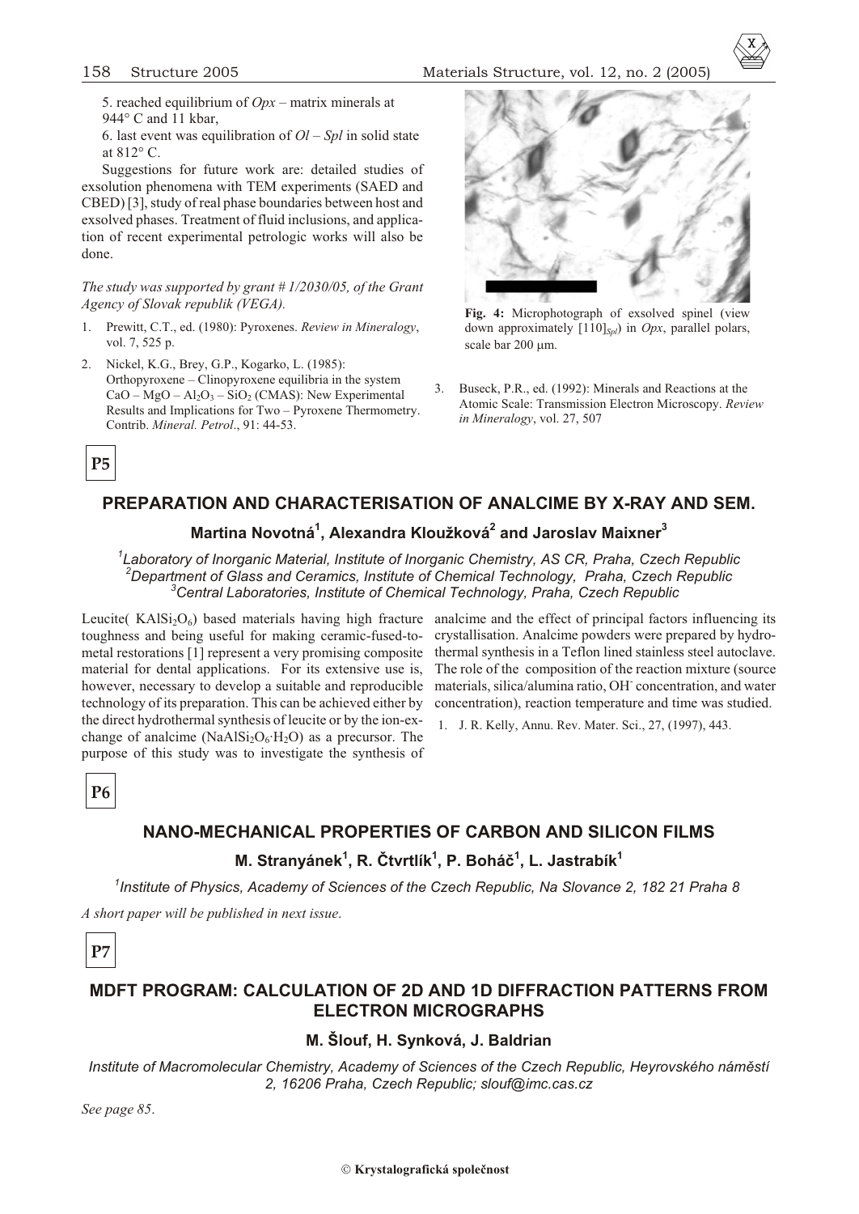5. reached equilibrium of *Opx* – matrix minerals at 944° C and 11 kbar,

6. last event was equilibration of *Ol* – *Spl* in solid state at 812° C.

Suggestions for future work are: detailed studies of exsolution phenomena with TEM experiments (SAED and CBED) [3], study of real phase boundaries between host and exsolved phases. Treatment of fluid inclusions, and application of recent experimental petrologic works will also be done.

*The study was supported by grant # 1/2030/05, of the Grant Agency of Slovak republik (VEGA).*

1. Prewitt, C.T., ed. (1980): Pyroxenes. *Review in Mineralogy*, vol. 7, 525 p.
2. Nickel, K.G., Brey, G.P., Kogarko, L. (1985): Orthopyroxene – Clinopyroxene equilibria in the system $CaO - MgO - Al_2O_3 - SiO_2$ (CMAS): New Experimental Results and Implications for Two – Pyroxene Thermometry. Contrib. *Mineral. Petrol*., 91: 44-53.

**Fig. 4:** Microphotograph of exsolved spinel (view down approximately $[110]_{Spl}$) in *Opx*, parallel polars, scale bar 200 μm.

3. Buseck, P.R., ed. (1992): Minerals and Reactions at the Atomic Scale: Transmission Electron Microscopy. *Review in Mineralogy*, vol. 27, 507

**P5**

## PREPARATION AND CHARACTERISATION OF ANALCIME BY X-RAY AND SEM.

**Martina Novotná[1], Alexandra Kloužková[2] and Jaroslav Maixner[3]**

*[1]Laboratory of Inorganic Material, Institute of Inorganic Chemistry, AS CR, Praha, Czech Republic*
*[2]Department of Glass and Ceramics, Institute of Chemical Technology, Praha, Czech Republic*
*[3]Central Laboratories, Institute of Chemical Technology, Praha, Czech Republic*

Leucite( $KAlSi_2O_6$) based materials having high fracture toughness and being useful for making ceramic-fused-to-metal restorations [1] represent a very promising composite material for dental applications. For its extensive use is, however, necessary to develop a suitable and reproducible technology of its preparation. This can be achieved either by the direct hydrothermal synthesis of leucite or by the ion-exchange of analcime ($NaAlSi_2O_6 \cdot H_2O$) as a precursor. The purpose of this study was to investigate the synthesis of analcime and the effect of principal factors influencing its crystallisation. Analcime powders were prepared by hydrothermal synthesis in a Teflon lined stainless steel autoclave. The role of the composition of the reaction mixture (source materials, silica/alumina ratio, $OH^-$ concentration, and water concentration), reaction temperature and time was studied.

1. J. R. Kelly, Annu. Rev. Mater. Sci., 27, (1997), 443.

**P6**

## NANO-MECHANICAL PROPERTIES OF CARBON AND SILICON FILMS

**M. Stranyánek[1], R. Čtvrtlík[1], P. Boháč[1], L. Jastrabík[1]**

*[1]Institute of Physics, Academy of Sciences of the Czech Republic, Na Slovance 2, 182 21 Praha 8*

*A short paper will be published in next issue*.

**P7**

## MDFT PROGRAM: CALCULATION OF 2D AND 1D DIFFRACTION PATTERNS FROM ELECTRON MICROGRAPHS

**M. Šlouf, H. Synková, J. Baldrian**

*Institute of Macromolecular Chemistry, Academy of Sciences of the Czech Republic, Heyrovského náměstí 2, 16206 Praha, Czech Republic; slouf@imc.cas.cz*

*See page 85*.

© **Krystalografická společnost**